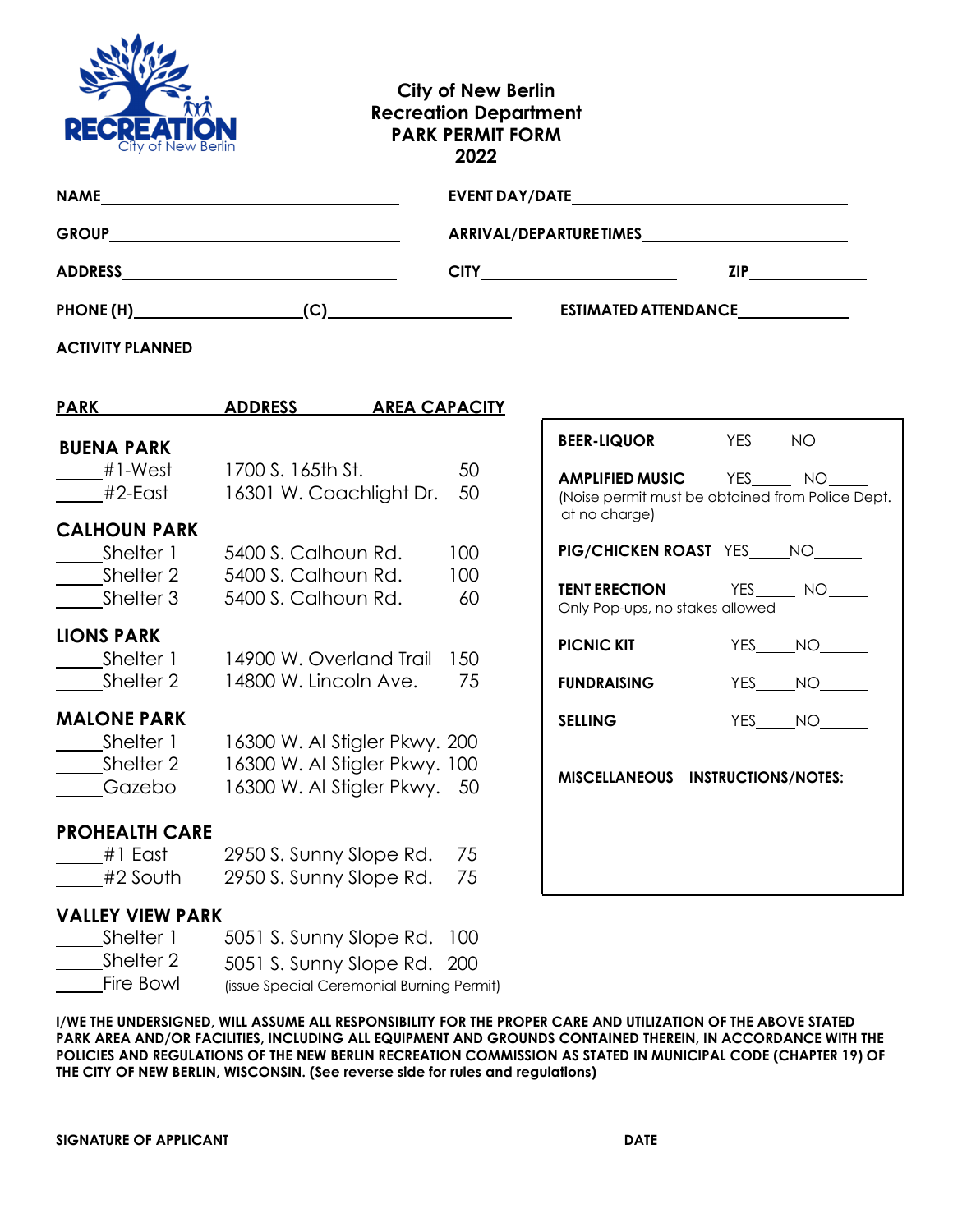# City of New Berlin
## Recreation Department
## PARK PERMIT FORM
## 2022

**NAME**\_\_\_\_\_\_\_\_\_\_\_\_\_\_\_\_\_\_\_\_\_\_\_\_\_\_\_\_\_\_ **EVENT DAY/DATE**\_\_\_\_\_\_\_\_\_\_\_\_\_\_\_\_\_\_\_\_\_\_\_\_\_\_\_\_

**GROUP**\_\_\_\_\_\_\_\_\_\_\_\_\_\_\_\_\_\_\_\_\_\_\_\_\_\_\_\_\_\_ **ARRIVAL/DEPARTURE TIMES**\_\_\_\_\_\_\_\_\_\_\_\_\_\_\_\_\_\_\_\_

**ADDRESS**\_\_\_\_\_\_\_\_\_\_\_\_\_\_\_\_\_\_\_\_\_\_\_\_\_\_\_\_ **CITY**\_\_\_\_\_\_\_\_\_\_\_\_\_\_\_\_\_\_\_\_ **ZIP**\_\_\_\_\_\_\_\_\_\_\_\_

**PHONE (H)**\_\_\_\_\_\_\_\_\_\_\_\_\_\_\_\_\_**(C)**\_\_\_\_\_\_\_\_\_\_\_\_\_\_\_\_\_\_ **ESTIMATED ATTENDANCE**\_\_\_\_\_\_\_\_\_\_\_\_

**ACTIVITY PLANNED**\_\_\_\_\_\_\_\_\_\_\_\_\_\_\_\_\_\_\_\_\_\_\_\_\_\_\_\_\_\_\_\_\_\_\_\_\_\_\_\_\_\_\_\_\_\_\_\_\_\_\_\_\_\_\_\_\_\_\_\_\_\_\_\_

| PARK | ADDRESS | AREA CAPACITY |
|---|---|---|
| **BUENA PARK** | | |
| \_\_\_\_\_#1-West | 1700 S. 165th St. | 50 |
| \_\_\_\_\_#2-East | 16301 W. Coachlight Dr. | 50 |
| **CALHOUN PARK** | | |
| \_\_\_\_\_Shelter 1 | 5400 S. Calhoun Rd. | 100 |
| \_\_\_\_\_Shelter 2 | 5400 S. Calhoun Rd. | 100 |
| \_\_\_\_\_Shelter 3 | 5400 S. Calhoun Rd. | 60 |
| **LIONS PARK** | | |
| \_\_\_\_\_Shelter 1 | 14900 W. Overland Trail | 150 |
| \_\_\_\_\_Shelter 2 | 14800 W. Lincoln Ave. | 75 |
| **MALONE PARK** | | |
| \_\_\_\_\_Shelter 1 | 16300 W. Al Stigler Pkwy. | 200 |
| \_\_\_\_\_Shelter 2 | 16300 W. Al Stigler Pkwy. | 100 |
| \_\_\_\_\_Gazebo | 16300 W. Al Stigler Pkwy. | 50 |
| **PROHEALTH CARE** | | |
| \_\_\_\_\_#1 East | 2950 S. Sunny Slope Rd. | 75 |
| \_\_\_\_\_#2 South | 2950 S. Sunny Slope Rd. | 75 |
| **VALLEY VIEW PARK** | | |
| \_\_\_\_\_Shelter 1 | 5051 S. Sunny Slope Rd. | 100 |
| \_\_\_\_\_Shelter 2 | 5051 S. Sunny Slope Rd. | 200 |
| \_\_\_\_\_Fire Bowl | (issue Special Ceremonial Burning Permit) | |

**BEER-LIQUOR** YES\_\_\_\_\_NO\_\_\_\_\_\_

**AMPLIFIED MUSIC** YES\_\_\_\_\_ NO\_\_\_\_\_
(Noise permit must be obtained from Police Dept. at no charge)

**PIG/CHICKEN ROAST** YES\_\_\_\_\_NO\_\_\_\_\_\_

**TENT ERECTION** YES\_\_\_\_\_ NO\_\_\_\_\_
Only Pop-ups, no stakes allowed

**PICNIC KIT** YES\_\_\_\_\_NO\_\_\_\_\_\_

**FUNDRAISING** YES\_\_\_\_\_NO\_\_\_\_\_\_

**SELLING** YES\_\_\_\_\_NO\_\_\_\_\_\_

**MISCELLANEOUS INSTRUCTIONS/NOTES:**

**I/WE THE UNDERSIGNED, WILL ASSUME ALL RESPONSIBILITY FOR THE PROPER CARE AND UTILIZATION OF THE ABOVE STATED PARK AREA AND/OR FACILITIES, INCLUDING ALL EQUIPMENT AND GROUNDS CONTAINED THEREIN, IN ACCORDANCE WITH THE POLICIES AND REGULATIONS OF THE NEW BERLIN RECREATION COMMISSION AS STATED IN MUNICIPAL CODE (CHAPTER 19) OF THE CITY OF NEW BERLIN, WISCONSIN. (See reverse side for rules and regulations)**

**SIGNATURE OF APPLICANT**\_\_\_\_\_\_\_\_\_\_\_\_\_\_\_\_\_\_\_\_\_\_\_\_\_\_\_\_\_\_\_\_\_\_\_\_\_\_\_\_\_\_\_\_\_\_\_\_ **DATE** \_\_\_\_\_\_\_\_\_\_\_\_\_\_\_\_\_\_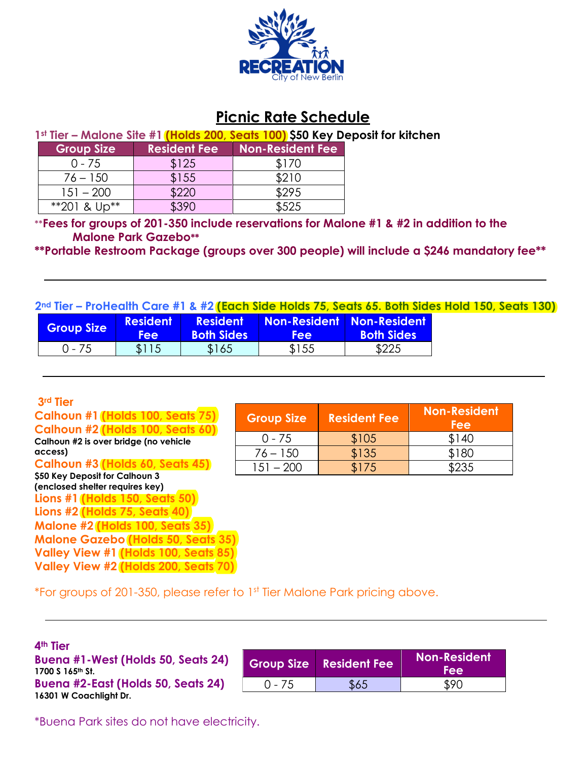RECREATION
City of New Berlin

# Picnic Rate Schedule

## 1st Tier – Malone Site #1 (Holds 200, Seats 100) $50 Key Deposit for kitchen

| Group Size | Resident Fee | Non-Resident Fee |
|---|---|---|
| 0 - 75 | $125 | $170 |
| 76 – 150 | $155 | $210 |
| 151 – 200 | $220 | $295 |
| **201 & Up** | $390 | $525 |

****Fees for groups of 201-350 include reservations for Malone #1 & #2 in addition to the Malone Park Gazebo****

****Portable Restroom Package (groups over 300 people) will include a $246 mandatory fee****

---

## 2nd Tier – ProHealth Care #1 & #2 (Each Side Holds 75, Seats 65. Both Sides Hold 150, Seats 130)

| Group Size | Resident Fee | Resident Both Sides | Non-Resident Fee | Non-Resident Both Sides |
|---|---|---|---|---|
| 0 - 75 | $115 | $165 | $155 | $225 |

---

## 3rd Tier

**Calhoun #1 (Holds 100, Seats 75)**
**Calhoun #2 (Holds 100, Seats 60)**
**Calhoun #2 is over bridge (no vehicle access)**
**Calhoun #3 (Holds 60, Seats 45)**
**$50 Key Deposit for Calhoun 3 (enclosed shelter requires key)**
**Lions #1 (Holds 150, Seats 50)**
**Lions #2 (Holds 75, Seats 40)**
**Malone #2 (Holds 100, Seats 35)**
**Malone Gazebo (Holds 50, Seats 35)**
**Valley View #1 (Holds 100, Seats 85)**
**Valley View #2 (Holds 200, Seats 70)**

| Group Size | Resident Fee | Non-Resident Fee |
|---|---|---|
| 0 - 75 | $105 | $140 |
| 76 – 150 | $135 | $180 |
| 151 – 200 | $175 | $235 |

*For groups of 201-350, please refer to 1st Tier Malone Park pricing above.

---

## 4th Tier

**Buena #1-West (Holds 50, Seats 24)**
**1700 S 165th St.**
**Buena #2-East (Holds 50, Seats 24)**
**16301 W Coachlight Dr.**

| Group Size | Resident Fee | Non-Resident Fee |
|---|---|---|
| 0 - 75 | $65 | $90 |

*Buena Park sites do not have electricity.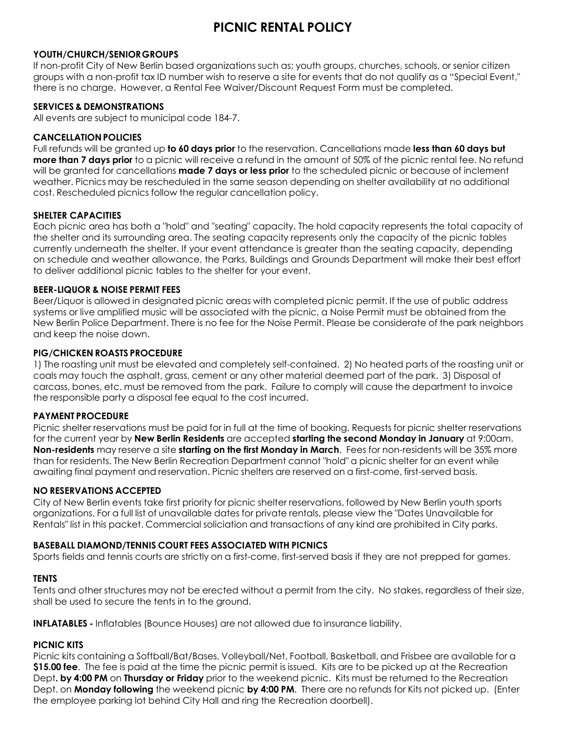# PICNIC RENTAL POLICY

**YOUTH/CHURCH/SENIOR GROUPS**
If non-profit City of New Berlin based organizations such as; youth groups, churches, schools, or senior citizen groups with a non-profit tax ID number wish to reserve a site for events that do not qualify as a "Special Event," there is no charge. However, a Rental Fee Waiver/Discount Request Form must be completed.

**SERVICES & DEMONSTRATIONS**
All events are subject to municipal code 184-7.

**CANCELLATION POLICIES**
Full refunds will be granted up **to 60 days prior** to the reservation. Cancellations made **less than 60 days but more than 7 days prior** to a picnic will receive a refund in the amount of 50% of the picnic rental fee. No refund will be granted for cancellations **made 7 days or less prior** to the scheduled picnic or because of inclement weather. Picnics may be rescheduled in the same season depending on shelter availability at no additional cost. Rescheduled picnics follow the regular cancellation policy.

**SHELTER CAPACITIES**
Each picnic area has both a "hold" and "seating" capacity. The hold capacity represents the total capacity of the shelter and its surrounding area. The seating capacity represents only the capacity of the picnic tables currently underneath the shelter. If your event attendance is greater than the seating capacity, depending on schedule and weather allowance, the Parks, Buildings and Grounds Department will make their best effort to deliver additional picnic tables to the shelter for your event.

**BEER-LIQUOR & NOISE PERMIT FEES**
Beer/Liquor is allowed in designated picnic areas with completed picnic permit. If the use of public address systems or live amplified music will be associated with the picnic, a Noise Permit must be obtained from the New Berlin Police Department. There is no fee for the Noise Permit. Please be considerate of the park neighbors and keep the noise down.

**PIG/CHICKEN ROASTS PROCEDURE**
1) The roasting unit must be elevated and completely self-contained. 2) No heated parts of the roasting unit or coals may touch the asphalt, grass, cement or any other material deemed part of the park. 3) Disposal of carcass, bones, etc. must be removed from the park. Failure to comply will cause the department to invoice the responsible party a disposal fee equal to the cost incurred.

**PAYMENT PROCEDURE**
Picnic shelter reservations must be paid for in full at the time of booking. Requests for picnic shelter reservations for the current year by **New Berlin Residents** are accepted **starting the second Monday in January** at 9:00am. **Non-residents** may reserve a site **starting on the first Monday in March**. Fees for non-residents will be 35% more than for residents. The New Berlin Recreation Department cannot "hold" a picnic shelter for an event while awaiting final payment and reservation. Picnic shelters are reserved on a first-come, first-served basis.

**NO RESERVATIONS ACCEPTED**
City of New Berlin events take first priority for picnic shelter reservations, followed by New Berlin youth sports organizations. For a full list of unavailable dates for private rentals, please view the "Dates Unavailable for Rentals" list in this packet. Commercial soliciation and transactions of any kind are prohibited in City parks.

**BASEBALL DIAMOND/TENNIS COURT FEES ASSOCIATED WITH PICNICS**
Sports fields and tennis courts are strictly on a first-come, first-served basis if they are not prepped for games.

**TENTS**
Tents and other structures may not be erected without a permit from the city. No stakes, regardless of their size, shall be used to secure the tents in to the ground.

**INFLATABLES -** Inflatables (Bounce Houses) are not allowed due to insurance liability.

**PICNIC KITS**
Picnic kits containing a Softball/Bat/Bases, Volleyball/Net, Football, Basketball, and Frisbee are available for a **$15.00 fee**. The fee is paid at the time the picnic permit is issued. Kits are to be picked up at the Recreation Dept**. by 4:00 PM** on **Thursday or Friday** prior to the weekend picnic. Kits must be returned to the Recreation Dept. on **Monday following** the weekend picnic **by 4:00 PM**. There are no refunds for Kits not picked up. (Enter the employee parking lot behind City Hall and ring the Recreation doorbell).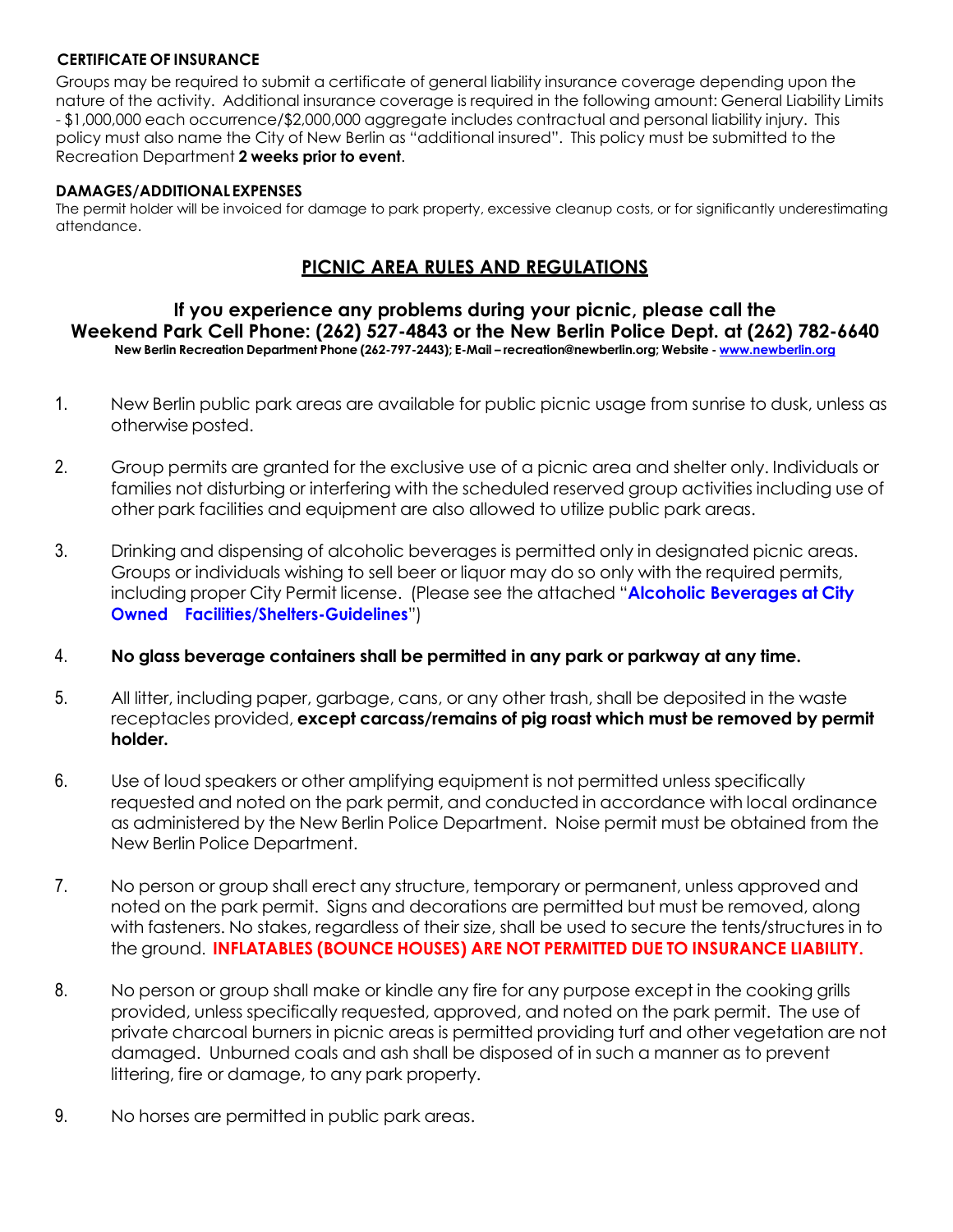**CERTIFICATE OF INSURANCE**

Groups may be required to submit a certificate of general liability insurance coverage depending upon the nature of the activity. Additional insurance coverage is required in the following amount: General Liability Limits - $1,000,000 each occurrence/$2,000,000 aggregate includes contractual and personal liability injury. This policy must also name the City of New Berlin as "additional insured". This policy must be submitted to the Recreation Department **2 weeks prior to event**.

**DAMAGES/ADDITIONAL EXPENSES**

The permit holder will be invoiced for damage to park property, excessive cleanup costs, or for significantly underestimating attendance.

## PICNIC AREA RULES AND REGULATIONS

### If you experience any problems during your picnic, please call the Weekend Park Cell Phone: (262) 527-4843 or the New Berlin Police Dept. at (262) 782-6640

**New Berlin Recreation Department Phone (262-797-2443); E-Mail – recreation@newberlin.org; Website - www.newberlin.org**

1. New Berlin public park areas are available for public picnic usage from sunrise to dusk, unless as otherwise posted.

2. Group permits are granted for the exclusive use of a picnic area and shelter only. Individuals or families not disturbing or interfering with the scheduled reserved group activities including use of other park facilities and equipment are also allowed to utilize public park areas.

3. Drinking and dispensing of alcoholic beverages is permitted only in designated picnic areas. Groups or individuals wishing to sell beer or liquor may do so only with the required permits, including proper City Permit license. (Please see the attached "**Alcoholic Beverages at City Owned Facilities/Shelters-Guidelines**")

4. **No glass beverage containers shall be permitted in any park or parkway at any time.**

5. All litter, including paper, garbage, cans, or any other trash, shall be deposited in the waste receptacles provided, **except carcass/remains of pig roast which must be removed by permit holder.**

6. Use of loud speakers or other amplifying equipment is not permitted unless specifically requested and noted on the park permit, and conducted in accordance with local ordinance as administered by the New Berlin Police Department. Noise permit must be obtained from the New Berlin Police Department.

7. No person or group shall erect any structure, temporary or permanent, unless approved and noted on the park permit. Signs and decorations are permitted but must be removed, along with fasteners. No stakes, regardless of their size, shall be used to secure the tents/structures in to the ground. **INFLATABLES (BOUNCE HOUSES) ARE NOT PERMITTED DUE TO INSURANCE LIABILITY.**

8. No person or group shall make or kindle any fire for any purpose except in the cooking grills provided, unless specifically requested, approved, and noted on the park permit. The use of private charcoal burners in picnic areas is permitted providing turf and other vegetation are not damaged. Unburned coals and ash shall be disposed of in such a manner as to prevent littering, fire or damage, to any park property.

9. No horses are permitted in public park areas.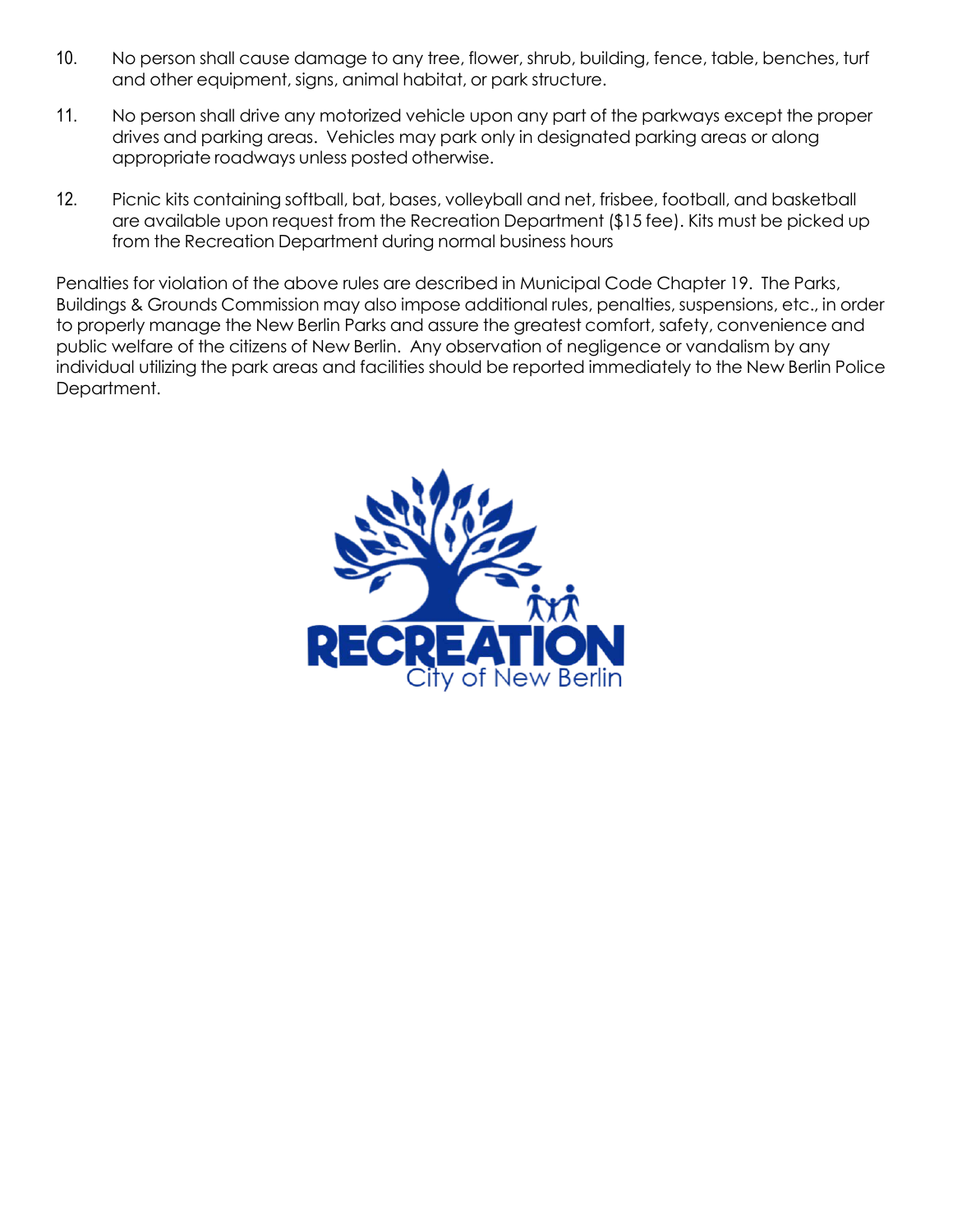10. No person shall cause damage to any tree, flower, shrub, building, fence, table, benches, turf and other equipment, signs, animal habitat, or park structure.

11. No person shall drive any motorized vehicle upon any part of the parkways except the proper drives and parking areas. Vehicles may park only in designated parking areas or along appropriate roadways unless posted otherwise.

12. Picnic kits containing softball, bat, bases, volleyball and net, frisbee, football, and basketball are available upon request from the Recreation Department ($15 fee). Kits must be picked up from the Recreation Department during normal business hours

Penalties for violation of the above rules are described in Municipal Code Chapter 19. The Parks, Buildings & Grounds Commission may also impose additional rules, penalties, suspensions, etc., in order to properly manage the New Berlin Parks and assure the greatest comfort, safety, convenience and public welfare of the citizens of New Berlin. Any observation of negligence or vandalism by any individual utilizing the park areas and facilities should be reported immediately to the New Berlin Police Department.

RECREATION
City of New Berlin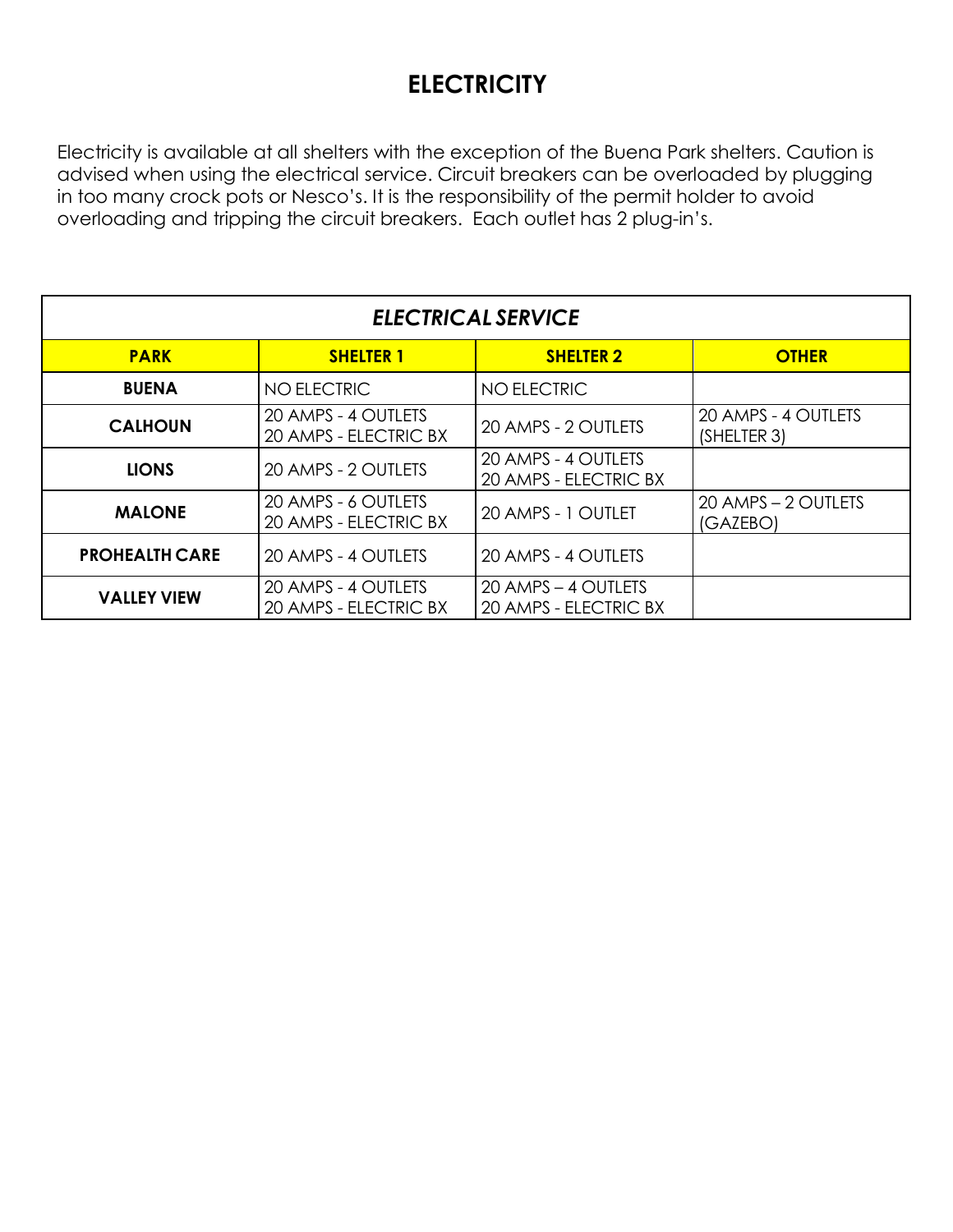# ELECTRICITY

Electricity is available at all shelters with the exception of the Buena Park shelters. Caution is advised when using the electrical service. Circuit breakers can be overloaded by plugging in too many crock pots or Nesco's. It is the responsibility of the permit holder to avoid overloading and tripping the circuit breakers. Each outlet has 2 plug-in's.

***ELECTRICAL SERVICE***

| PARK | SHELTER 1 | SHELTER 2 | OTHER |
|---|---|---|---|
| **BUENA** | NO ELECTRIC | NO ELECTRIC | |
| **CALHOUN** | 20 AMPS - 4 OUTLETS<br>20 AMPS - ELECTRIC BX | 20 AMPS - 2 OUTLETS | 20 AMPS - 4 OUTLETS (SHELTER 3) |
| **LIONS** | 20 AMPS - 2 OUTLETS | 20 AMPS - 4 OUTLETS<br>20 AMPS - ELECTRIC BX | |
| **MALONE** | 20 AMPS - 6 OUTLETS<br>20 AMPS - ELECTRIC BX | 20 AMPS - 1 OUTLET | 20 AMPS – 2 OUTLETS (GAZEBO) |
| **PROHEALTH CARE** | 20 AMPS - 4 OUTLETS | 20 AMPS - 4 OUTLETS | |
| **VALLEY VIEW** | 20 AMPS - 4 OUTLETS<br>20 AMPS - ELECTRIC BX | 20 AMPS – 4 OUTLETS<br>20 AMPS - ELECTRIC BX | |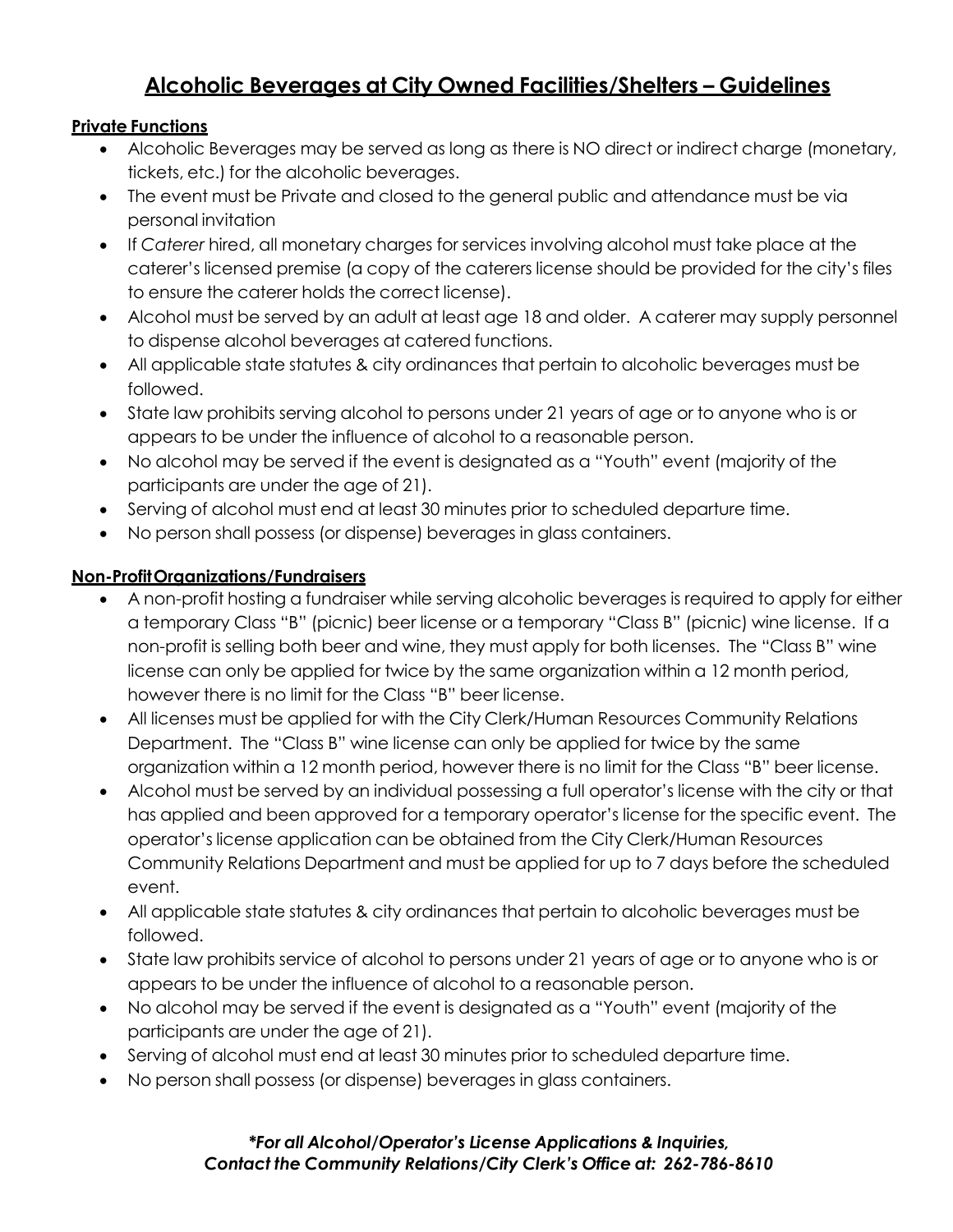# Alcoholic Beverages at City Owned Facilities/Shelters – Guidelines

**Private Functions**

- Alcoholic Beverages may be served as long as there is NO direct or indirect charge (monetary, tickets, etc.) for the alcoholic beverages.
- The event must be Private and closed to the general public and attendance must be via personal invitation
- If *Caterer* hired, all monetary charges for services involving alcohol must take place at the caterer's licensed premise (a copy of the caterers license should be provided for the city's files to ensure the caterer holds the correct license).
- Alcohol must be served by an adult at least age 18 and older. A caterer may supply personnel to dispense alcohol beverages at catered functions.
- All applicable state statutes & city ordinances that pertain to alcoholic beverages must be followed.
- State law prohibits serving alcohol to persons under 21 years of age or to anyone who is or appears to be under the influence of alcohol to a reasonable person.
- No alcohol may be served if the event is designated as a "Youth" event (majority of the participants are under the age of 21).
- Serving of alcohol must end at least 30 minutes prior to scheduled departure time.
- No person shall possess (or dispense) beverages in glass containers.

**Non-Profit Organizations/Fundraisers**

- A non-profit hosting a fundraiser while serving alcoholic beverages is required to apply for either a temporary Class "B" (picnic) beer license or a temporary "Class B" (picnic) wine license. If a non-profit is selling both beer and wine, they must apply for both licenses. The "Class B" wine license can only be applied for twice by the same organization within a 12 month period, however there is no limit for the Class "B" beer license.
- All licenses must be applied for with the City Clerk/Human Resources Community Relations Department. The "Class B" wine license can only be applied for twice by the same organization within a 12 month period, however there is no limit for the Class "B" beer license.
- Alcohol must be served by an individual possessing a full operator's license with the city or that has applied and been approved for a temporary operator's license for the specific event. The operator's license application can be obtained from the City Clerk/Human Resources Community Relations Department and must be applied for up to 7 days before the scheduled event.
- All applicable state statutes & city ordinances that pertain to alcoholic beverages must be followed.
- State law prohibits service of alcohol to persons under 21 years of age or to anyone who is or appears to be under the influence of alcohol to a reasonable person.
- No alcohol may be served if the event is designated as a "Youth" event (majority of the participants are under the age of 21).
- Serving of alcohol must end at least 30 minutes prior to scheduled departure time.
- No person shall possess (or dispense) beverages in glass containers.

***\*For all Alcohol/Operator's License Applications & Inquiries, Contact the Community Relations/City Clerk's Office at: 262-786-8610***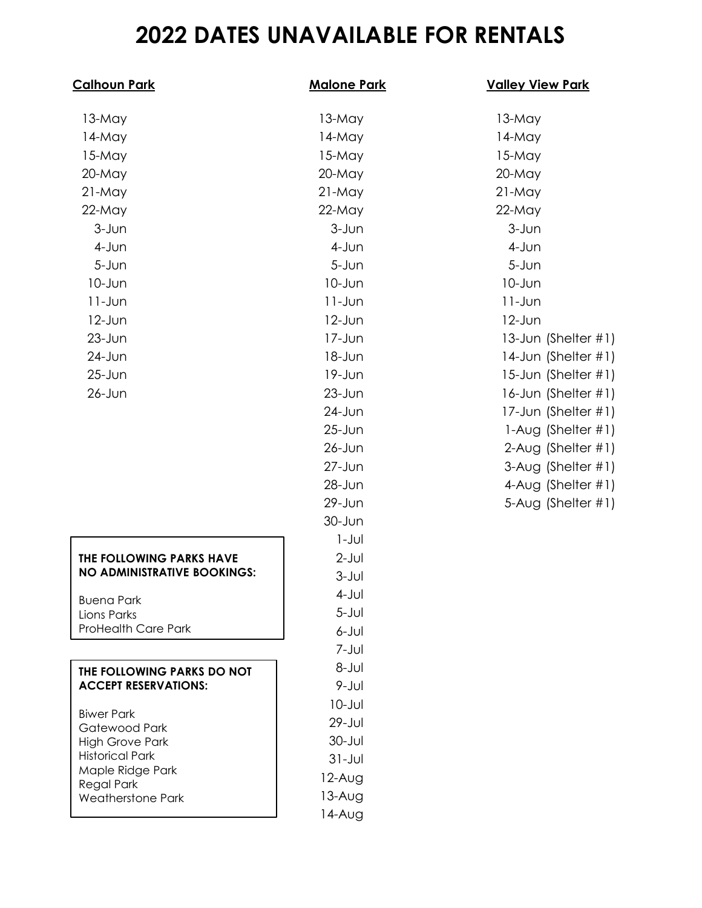# 2022 DATES UNAVAILABLE FOR RENTALS

| Calhoun Park | Malone Park | Valley View Park |
|---|---|---|
| 13-May | 13-May | 13-May |
| 14-May | 14-May | 14-May |
| 15-May | 15-May | 15-May |
| 20-May | 20-May | 20-May |
| 21-May | 21-May | 21-May |
| 22-May | 22-May | 22-May |
| 3-Jun | 3-Jun | 3-Jun |
| 4-Jun | 4-Jun | 4-Jun |
| 5-Jun | 5-Jun | 5-Jun |
| 10-Jun | 10-Jun | 10-Jun |
| 11-Jun | 11-Jun | 11-Jun |
| 12-Jun | 12-Jun | 12-Jun |
| 23-Jun | 17-Jun | 13-Jun (Shelter #1) |
| 24-Jun | 18-Jun | 14-Jun (Shelter #1) |
| 25-Jun | 19-Jun | 15-Jun (Shelter #1) |
| 26-Jun | 23-Jun | 16-Jun (Shelter #1) |
| | 24-Jun | 17-Jun (Shelter #1) |
| | 25-Jun | 1-Aug (Shelter #1) |
| | 26-Jun | 2-Aug (Shelter #1) |
| | 27-Jun | 3-Aug (Shelter #1) |
| | 28-Jun | 4-Aug (Shelter #1) |
| | 29-Jun | 5-Aug (Shelter #1) |
| | 30-Jun | |
| | 1-Jul | |
| | 2-Jul | |
| | 3-Jul | |
| | 4-Jul | |
| | 5-Jul | |
| | 6-Jul | |
| | 7-Jul | |
| | 8-Jul | |
| | 9-Jul | |
| | 10-Jul | |
| | 29-Jul | |
| | 30-Jul | |
| | 31-Jul | |
| | 12-Aug | |
| | 13-Aug | |
| | 14-Aug | |

**THE FOLLOWING PARKS HAVE NO ADMINISTRATIVE BOOKINGS:**

Buena Park
Lions Parks
ProHealth Care Park

**THE FOLLOWING PARKS DO NOT ACCEPT RESERVATIONS:**

Biwer Park
Gatewood Park
High Grove Park
Historical Park
Maple Ridge Park
Regal Park
Weatherstone Park